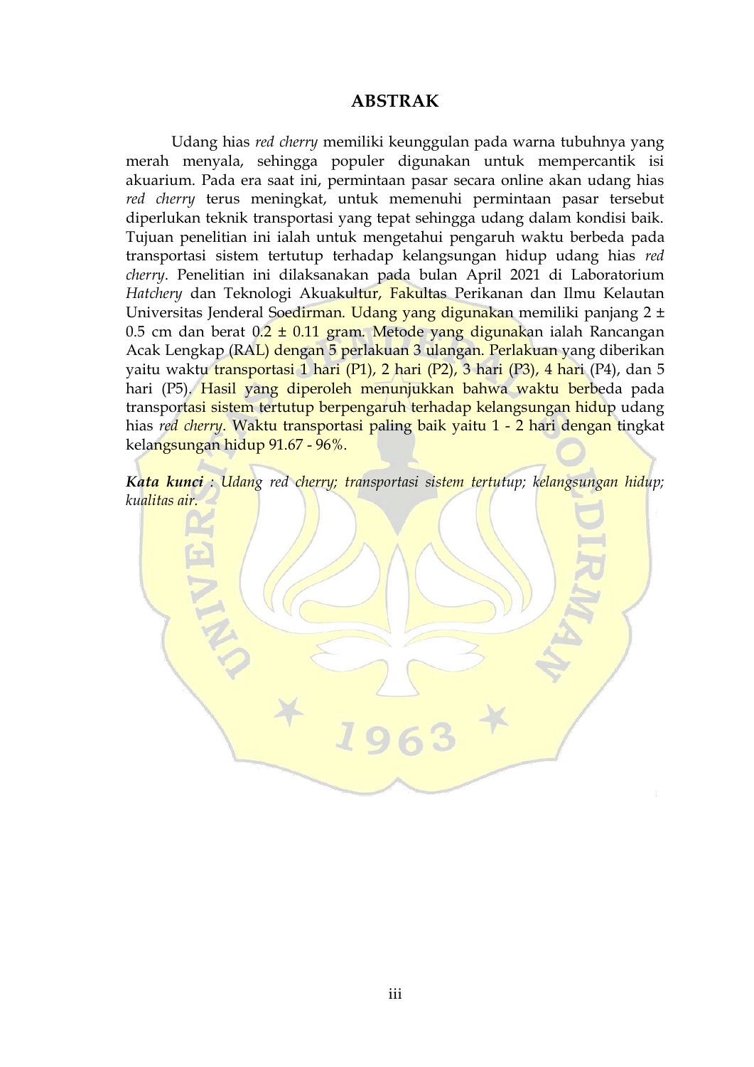# ABSTRAK

Udang hias *red cherry* memiliki keunggulan pada warna tubuhnya yang merah menyala, sehingga populer digunakan untuk mempercantik isi akuarium. Pada era saat ini, permintaan pasar secara online akan udang hias *red cherry* terus meningkat, untuk memenuhi permintaan pasar tersebut diperlukan teknik transportasi yang tepat sehingga udang dalam kondisi baik. Tujuan penelitian ini ialah untuk mengetahui pengaruh waktu berbeda pada transportasi sistem tertutup terhadap kelangsungan hidup udang hias *red cherry*. Penelitian ini dilaksanakan pada bulan April 2021 di Laboratorium *Hatchery* dan Teknologi Akuakultur, Fakultas Perikanan dan Ilmu Kelautan Universitas Jenderal Soedirman. Udang yang digunakan memiliki panjang 2 ± 0.5 cm dan berat 0.2 ± 0.11 gram. Metode yang digunakan ialah Rancangan Acak Lengkap (RAL) dengan 5 perlakuan 3 ulangan. Perlakuan yang diberikan yaitu waktu transportasi 1 hari (P1), 2 hari (P2), 3 hari (P3), 4 hari (P4), dan 5 hari (P5). Hasil yang diperoleh menunjukkan bahwa waktu berbeda pada transportasi sistem tertutup berpengaruh terhadap kelangsungan hidup udang hias *red cherry*. Waktu transportasi paling baik yaitu 1 - 2 hari dengan tingkat kelangsungan hidup 91.67 - 96%.

***Kata kunci** : Udang red cherry; transportasi sistem tertutup; kelangsungan hidup; kualitas air.*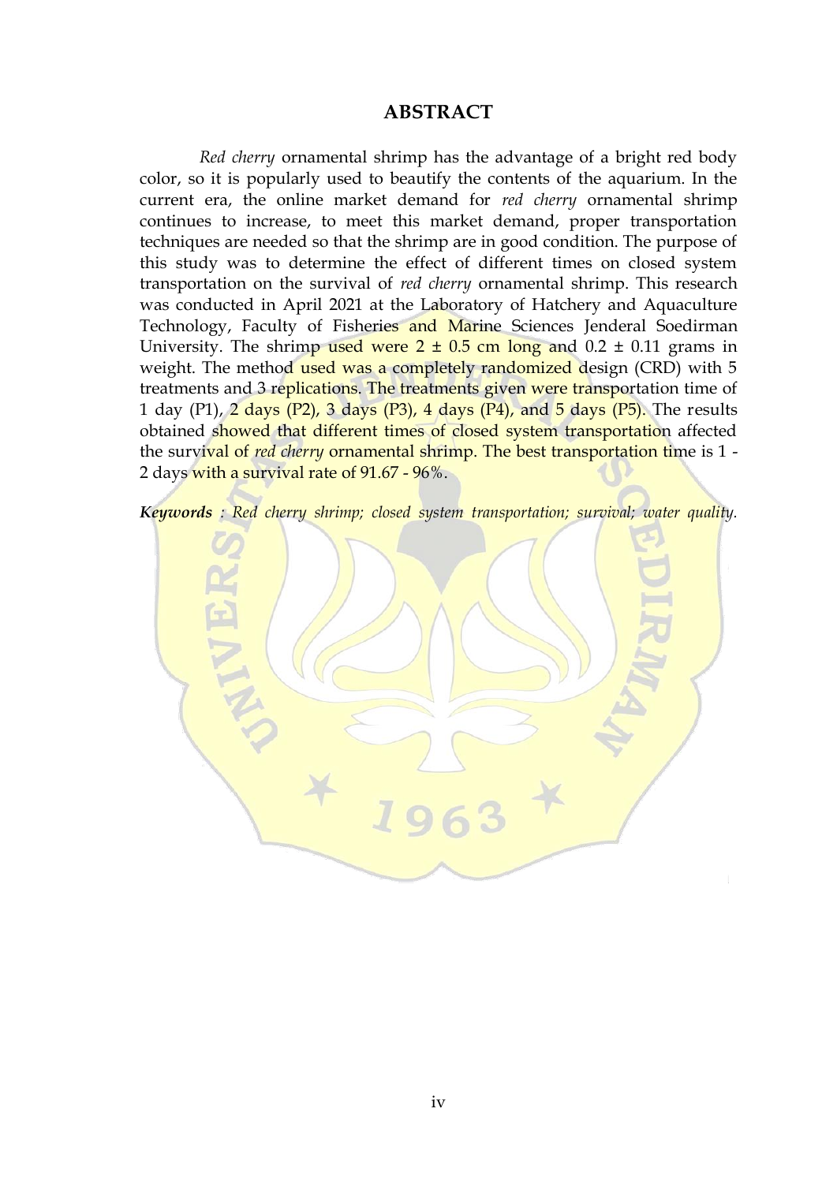# ABSTRACT

*Red cherry* ornamental shrimp has the advantage of a bright red body color, so it is popularly used to beautify the contents of the aquarium. In the current era, the online market demand for *red cherry* ornamental shrimp continues to increase, to meet this market demand, proper transportation techniques are needed so that the shrimp are in good condition. The purpose of this study was to determine the effect of different times on closed system transportation on the survival of *red cherry* ornamental shrimp. This research was conducted in April 2021 at the Laboratory of Hatchery and Aquaculture Technology, Faculty of Fisheries and Marine Sciences Jenderal Soedirman University. The shrimp used were 2 ± 0.5 cm long and 0.2 ± 0.11 grams in weight. The method used was a completely randomized design (CRD) with 5 treatments and 3 replications. The treatments given were transportation time of 1 day (P1), 2 days (P2), 3 days (P3), 4 days (P4), and 5 days (P5). The results obtained showed that different times of closed system transportation affected the survival of *red cherry* ornamental shrimp. The best transportation time is 1 - 2 days with a survival rate of 91.67 - 96%.

***Keywords** : Red cherry shrimp; closed system transportation; survival; water quality.*